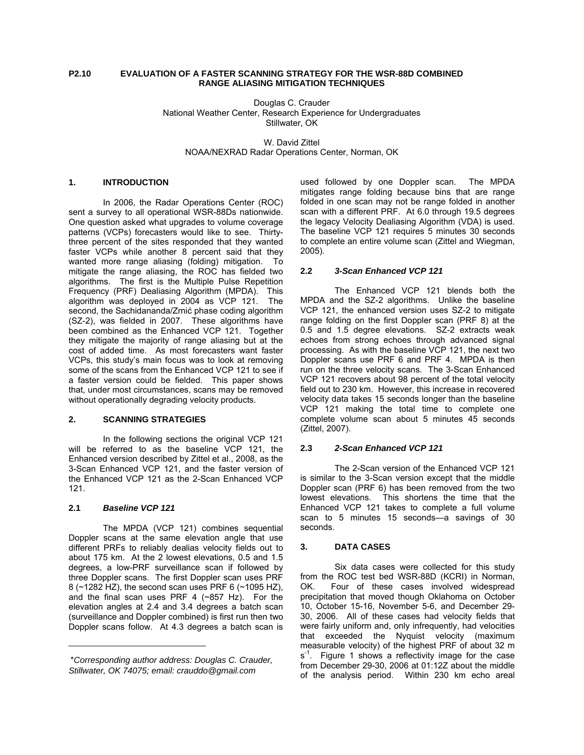# P2.10 EVALUATION OF A FASTER SCANNING STRATEGY FOR THE WSR-88D COMBINED RANGE ALIASING MITIGATION TECHNIQUES

Douglas C. Crauder
National Weather Center, Research Experience for Undergraduates
Stillwater, OK

W. David Zittel
NOAA/NEXRAD Radar Operations Center, Norman, OK

## 1. INTRODUCTION

In 2006, the Radar Operations Center (ROC) sent a survey to all operational WSR-88Ds nationwide. One question asked what upgrades to volume coverage patterns (VCPs) forecasters would like to see. Thirty-three percent of the sites responded that they wanted faster VCPs while another 8 percent said that they wanted more range aliasing (folding) mitigation. To mitigate the range aliasing, the ROC has fielded two algorithms. The first is the Multiple Pulse Repetition Frequency (PRF) Dealiasing Algorithm (MPDA). This algorithm was deployed in 2004 as VCP 121. The second, the Sachidananda/Zrnić phase coding algorithm (SZ-2), was fielded in 2007. These algorithms have been combined as the Enhanced VCP 121. Together they mitigate the majority of range aliasing but at the cost of added time. As most forecasters want faster VCPs, this study's main focus was to look at removing some of the scans from the Enhanced VCP 121 to see if a faster version could be fielded. This paper shows that, under most circumstances, scans may be removed without operationally degrading velocity products.

## 2. SCANNING STRATEGIES

In the following sections the original VCP 121 will be referred to as the baseline VCP 121, the Enhanced version described by Zittel et al., 2008, as the 3-Scan Enhanced VCP 121, and the faster version of the Enhanced VCP 121 as the 2-Scan Enhanced VCP 121.

### 2.1 *Baseline VCP 121*

The MPDA (VCP 121) combines sequential Doppler scans at the same elevation angle that use different PRFs to reliably dealias velocity fields out to about 175 km. At the 2 lowest elevations, 0.5 and 1.5 degrees, a low-PRF surveillance scan if followed by three Doppler scans. The first Doppler scan uses PRF 8 (~1282 HZ), the second scan uses PRF 6 (~1095 HZ), and the final scan uses PRF 4 (~857 Hz). For the elevation angles at 2.4 and 3.4 degrees a batch scan (surveillance and Doppler combined) is first run then two Doppler scans follow. At 4.3 degrees a batch scan is used followed by one Doppler scan. The MPDA mitigates range folding because bins that are range folded in one scan may not be range folded in another scan with a different PRF. At 6.0 through 19.5 degrees the legacy Velocity Dealiasing Algorithm (VDA) is used. The baseline VCP 121 requires 5 minutes 30 seconds to complete an entire volume scan (Zittel and Wiegman, 2005).

### 2.2 *3-Scan Enhanced VCP 121*

The Enhanced VCP 121 blends both the MPDA and the SZ-2 algorithms. Unlike the baseline VCP 121, the enhanced version uses SZ-2 to mitigate range folding on the first Doppler scan (PRF 8) at the 0.5 and 1.5 degree elevations. SZ-2 extracts weak echoes from strong echoes through advanced signal processing. As with the baseline VCP 121, the next two Doppler scans use PRF 6 and PRF 4. MPDA is then run on the three velocity scans. The 3-Scan Enhanced VCP 121 recovers about 98 percent of the total velocity field out to 230 km. However, this increase in recovered velocity data takes 15 seconds longer than the baseline VCP 121 making the total time to complete one complete volume scan about 5 minutes 45 seconds (Zittel, 2007).

### 2.3 *2-Scan Enhanced VCP 121*

The 2-Scan version of the Enhanced VCP 121 is similar to the 3-Scan version except that the middle Doppler scan (PRF 6) has been removed from the two lowest elevations. This shortens the time that the Enhanced VCP 121 takes to complete a full volume scan to 5 minutes 15 seconds—a savings of 30 seconds.

## 3. DATA CASES

Six data cases were collected for this study from the ROC test bed WSR-88D (KCRI) in Norman, OK. Four of these cases involved widespread precipitation that moved though Oklahoma on October 10, October 15-16, November 5-6, and December 29-30, 2006. All of these cases had velocity fields that were fairly uniform and, only infrequently, had velocities that exceeded the Nyquist velocity (maximum measurable velocity) of the highest PRF of about 32 m $s^{-1}$. Figure 1 shows a reflectivity image for the case from December 29-30, 2006 at 01:12Z about the middle of the analysis period. Within 230 km echo areal

---

*Corresponding author address: Douglas C. Crauder, Stillwater, OK 74075; email: crauddo@gmail.com*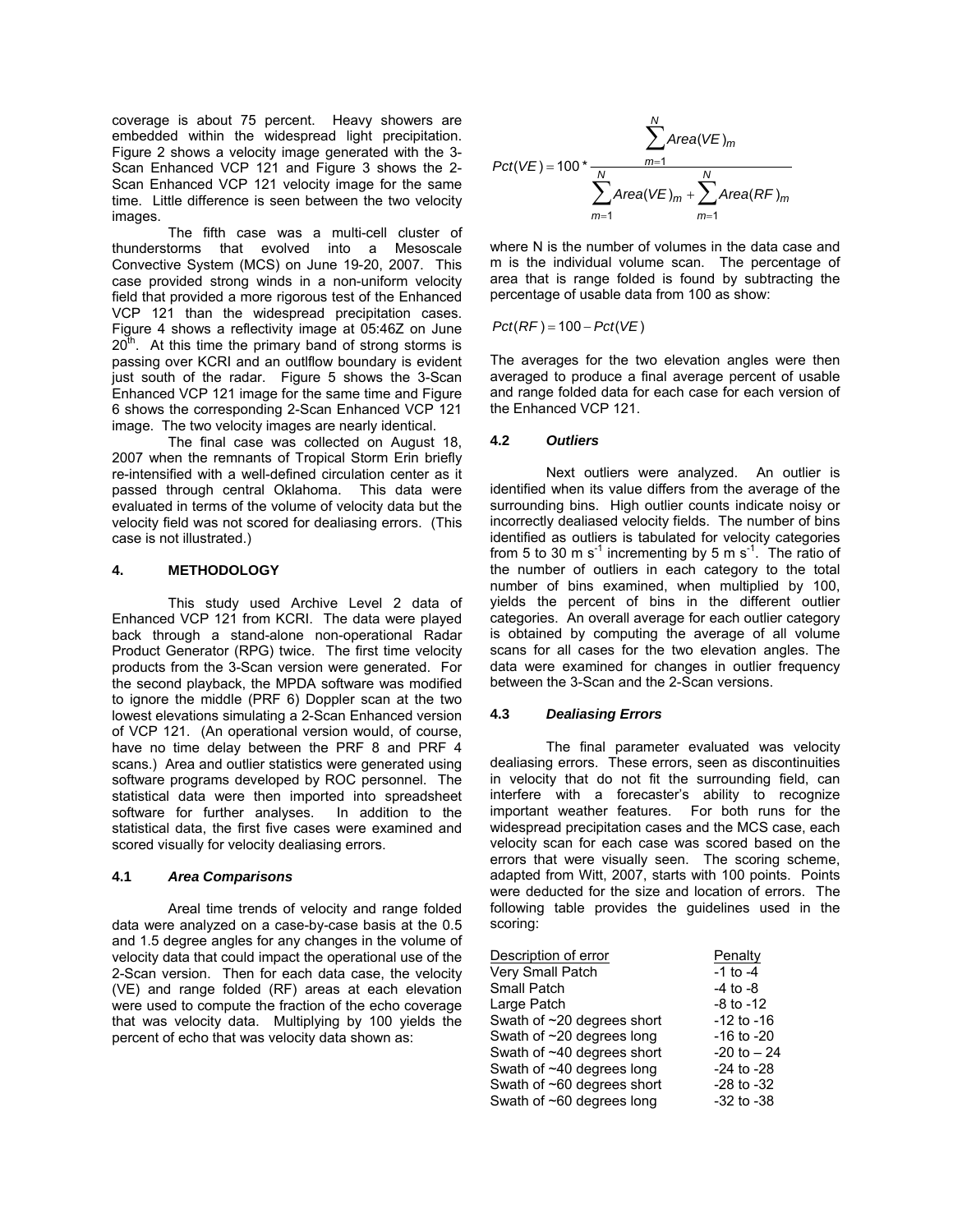coverage is about 75 percent. Heavy showers are embedded within the widespread light precipitation. Figure 2 shows a velocity image generated with the 3-Scan Enhanced VCP 121 and Figure 3 shows the 2-Scan Enhanced VCP 121 velocity image for the same time. Little difference is seen between the two velocity images.

The fifth case was a multi-cell cluster of thunderstorms that evolved into a Mesoscale Convective System (MCS) on June 19-20, 2007. This case provided strong winds in a non-uniform velocity field that provided a more rigorous test of the Enhanced VCP 121 than the widespread precipitation cases. Figure 4 shows a reflectivity image at 05:46Z on June 20th. At this time the primary band of strong storms is passing over KCRI and an outlflow boundary is evident just south of the radar. Figure 5 shows the 3-Scan Enhanced VCP 121 image for the same time and Figure 6 shows the corresponding 2-Scan Enhanced VCP 121 image. The two velocity images are nearly identical.

The final case was collected on August 18, 2007 when the remnants of Tropical Storm Erin briefly re-intensified with a well-defined circulation center as it passed through central Oklahoma. This case data were evaluated in terms of the volume of velocity data but the velocity field was not scored for dealiasing errors. (This case is not illustrated.)

## 4. METHODOLOGY

This study used Archive Level 2 data of Enhanced VCP 121 from KCRI. The data were played back through a stand-alone non-operational Radar Product Generator (RPG) twice. The first time velocity products from the 3-Scan version were generated. For the second playback, the MPDA software was modified to ignore the middle (PRF 6) Doppler scan at the two lowest elevations simulating a 2-Scan Enhanced version of VCP 121. (An operational version would, of course, have no time delay between the PRF 8 and PRF 4 scans.) Area and outlier statistics were generated using software programs developed by ROC personnel. The statistical data were then imported into spreadsheet software for further analyses. In addition to the statistical data, the first five cases were examined and scored visually for velocity dealiasing errors.

### 4.1 *Area Comparisons*

Areal time trends of velocity and range folded data were analyzed on a case-by-case basis at the 0.5 and 1.5 degree angles for any changes in the volume of velocity data that could impact the operational use of the 2-Scan version. Then for each data case, the velocity (VE) and range folded (RF) areas at each elevation were used to compute the fraction of the echo coverage that was velocity data. Multiplying by 100 yields the percent of echo that was velocity data shown as:

$$Pct(VE) = 100 * \frac{\sum_{m=1}^{N} Area(VE)_m}{\sum_{m=1}^{N} Area(VE)_m + \sum_{m=1}^{N} Area(RF)_m}$$

where N is the number of volumes in the data case and m is the individual volume scan. The percentage of area that is range folded is found by subtracting the percentage of usable data from 100 as show:

$$Pct(RF) = 100 - Pct(VE)$$

The averages for the two elevation angles were then averaged to produce a final average percent of usable and range folded data for each case for each version of the Enhanced VCP 121.

### 4.2 *Outliers*

Next outliers were analyzed. An outlier is identified when its value differs from the average of the surrounding bins. High outlier counts indicate noisy or incorrectly dealiased velocity fields. The number of bins identified as outliers is tabulated for velocity categories from 5 to 30 m s$^{-1}$ incrementing by 5 m s$^{-1}$. The ratio of the number of outliers in each category to the total number of bins examined, when multiplied by 100, yields the percent of bins in the different outlier categories. An overall average for each outlier category is obtained by computing the average of all volume scans for all cases for the two elevation angles. The data were examined for changes in outlier frequency between the 3-Scan and the 2-Scan versions.

### 4.3 *Dealiasing Errors*

The final parameter evaluated was velocity dealiasing errors. These errors, seen as discontinuities in velocity that do not fit the surrounding field, can interfere with a forecaster's ability to recognize important weather features. For both runs for the widespread precipitation cases and the MCS case, each velocity scan for each case was scored based on the errors that were visually seen. The scoring scheme, adapted from Witt, 2007, starts with 100 points. Points were deducted for the size and location of errors. The following table provides the guidelines used in the scoring:

| Description of error | Penalty |
|---|---|
| Very Small Patch | -1 to -4 |
| Small Patch | -4 to -8 |
| Large Patch | -8 to -12 |
| Swath of ~20 degrees short | -12 to -16 |
| Swath of ~20 degrees long | -16 to -20 |
| Swath of ~40 degrees short | -20 to – 24 |
| Swath of ~40 degrees long | -24 to -28 |
| Swath of ~60 degrees short | -28 to -32 |
| Swath of ~60 degrees long | -32 to -38 |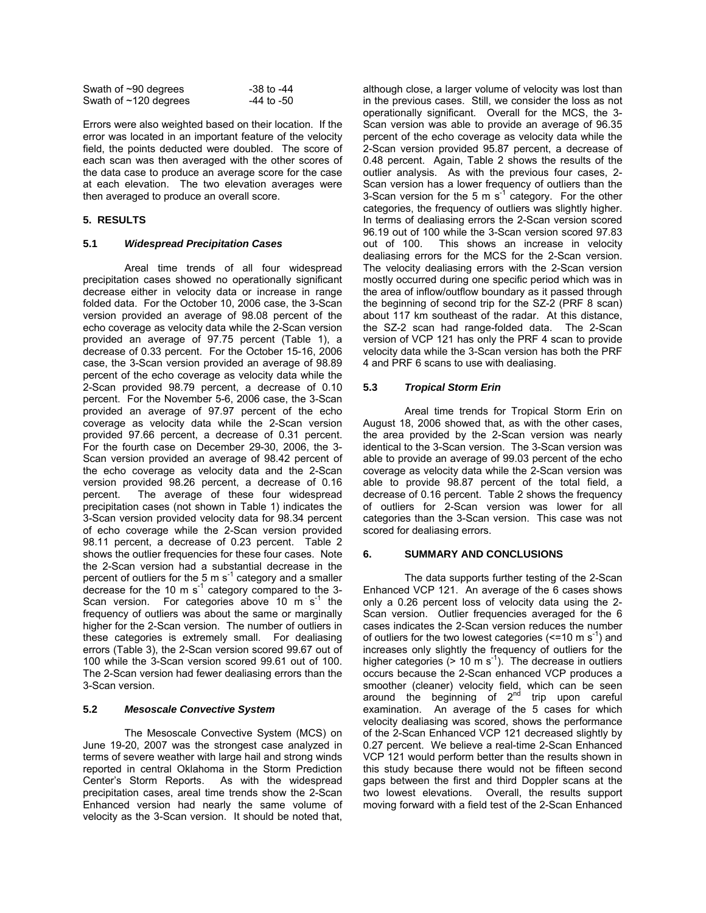| | |
|---|---|
| Swath of ~90 degrees | -38 to -44 |
| Swath of ~120 degrees | -44 to -50 |

Errors were also weighted based on their location. If the error was located in an important feature of the velocity field, the points deducted were doubled. The score of each scan was then averaged with the other scores of the data case to produce an average score for the case at each elevation. The two elevation averages were then averaged to produce an overall score.

## 5. RESULTS

### 5.1 *Widespread Precipitation Cases*

Areal time trends of all four widespread precipitation cases showed no operationally significant decrease either in velocity data or increase in range folded data. For the October 10, 2006 case, the 3-Scan version provided an average of 98.08 percent of the echo coverage as velocity data while the 2-Scan version provided an average of 97.75 percent (Table 1), a decrease of 0.33 percent. For the October 15-16, 2006 case, the 3-Scan version provided an average of 98.89 percent of the echo coverage as velocity data while the 2-Scan provided 98.79 percent, a decrease of 0.10 percent. For the November 5-6, 2006 case, the 3-Scan provided an average of 97.97 percent of the echo coverage as velocity data while the 2-Scan version provided 97.66 percent, a decrease of 0.31 percent. For the fourth case on December 29-30, 2006, the 3-Scan version provided an average of 98.42 percent of the echo coverage as velocity data and the 2-Scan version provided 98.26 percent, a decrease of 0.16 percent. The average of these four widespread precipitation cases (not shown in Table 1) indicates the 3-Scan version provided velocity data for 98.34 percent of echo coverage while the 2-Scan version provided 98.11 percent, a decrease of 0.23 percent. Table 2 shows the outlier frequencies for these four cases. Note the 2-Scan version had a substantial decrease in the percent of outliers for the 5 m $s^{-1}$ category and a smaller decrease for the 10 m $s^{-1}$ category compared to the 3-Scan version. For categories above 10 m $s^{-1}$ the frequency of outliers was about the same or marginally higher for the 2-Scan version. The number of outliers in these categories is extremely small. For dealiasing errors (Table 3), the 2-Scan version scored 99.67 out of 100 while the 3-Scan version scored 99.61 out of 100. The 2-Scan version had fewer dealiasing errors than the 3-Scan version.

### 5.2 *Mesoscale Convective System*

The Mesoscale Convective System (MCS) on June 19-20, 2007 was the strongest case analyzed in terms of severe weather with large hail and strong winds reported in central Oklahoma in the Storm Prediction Center's Storm Reports. As with the widespread precipitation cases, areal time trends show the 2-Scan Enhanced version had nearly the same volume of velocity as the 3-Scan version. It should be noted that, although close, a larger volume of velocity was lost than in the previous cases. Still, we consider the loss as not operationally significant. Overall for the MCS, the 3-Scan version was able to provide an average of 96.35 percent of the echo coverage as velocity data while the 2-Scan version provided 95.87 percent, a decrease of 0.48 percent. Again, Table 2 shows the results of the outlier analysis. As with the previous four cases, 2-Scan version has a lower frequency of outliers than the 3-Scan version for the 5 m $s^{-1}$ category. For the other categories, the frequency of outliers was slightly higher. In terms of dealiasing errors the 2-Scan version scored 96.19 out of 100 while the 3-Scan version scored 97.83 out of 100. This shows an increase in velocity dealiasing errors for the MCS for the 2-Scan version. The velocity dealiasing errors with the 2-Scan version mostly occurred during one specific period which was in the area of inflow/outflow boundary as it passed through the beginning of second trip for the SZ-2 (PRF 8 scan) about 117 km southeast of the radar. At this distance, the SZ-2 scan had range-folded data. The 2-Scan version of VCP 121 has only the PRF 4 scan to provide velocity data while the 3-Scan version has both the PRF 4 and PRF 6 scans to use with dealiasing.

### 5.3 *Tropical Storm Erin*

Areal time trends for Tropical Storm Erin on August 18, 2006 showed that, as with the other cases, the area provided by the 2-Scan version was nearly identical to the 3-Scan version. The 3-Scan version was able to provide an average of 99.03 percent of the echo coverage as velocity data while the 2-Scan version was able to provide 98.87 percent of the total field, a decrease of 0.16 percent. Table 2 shows the frequency of outliers for 2-Scan version was lower for all categories than the 3-Scan version. This case was not scored for dealiasing errors.

## 6. SUMMARY AND CONCLUSIONS

The data supports further testing of the 2-Scan Enhanced VCP 121. An average of the 6 cases shows only a 0.26 percent loss of velocity data using the 2-Scan version. Outlier frequencies averaged for the 6 cases indicates the 2-Scan version reduces the number of outliers for the two lowest categories (<=10 m $s^{-1}$) and increases only slightly the frequency of outliers for the higher categories (> 10 m $s^{-1}$). The decrease in outliers occurs because the 2-Scan enhanced VCP produces a smoother (cleaner) velocity field, which can be seen around the beginning of $2^{nd}$ trip upon careful examination. An average of the 5 cases for which velocity dealiasing was scored, shows the performance of the 2-Scan Enhanced VCP 121 decreased slightly by 0.27 percent. We believe a real-time 2-Scan Enhanced VCP 121 would perform better than the results shown in this study because there would not be fifteen second gaps between the first and third Doppler scans at the two lowest elevations. Overall, the results support moving forward with a field test of the 2-Scan Enhanced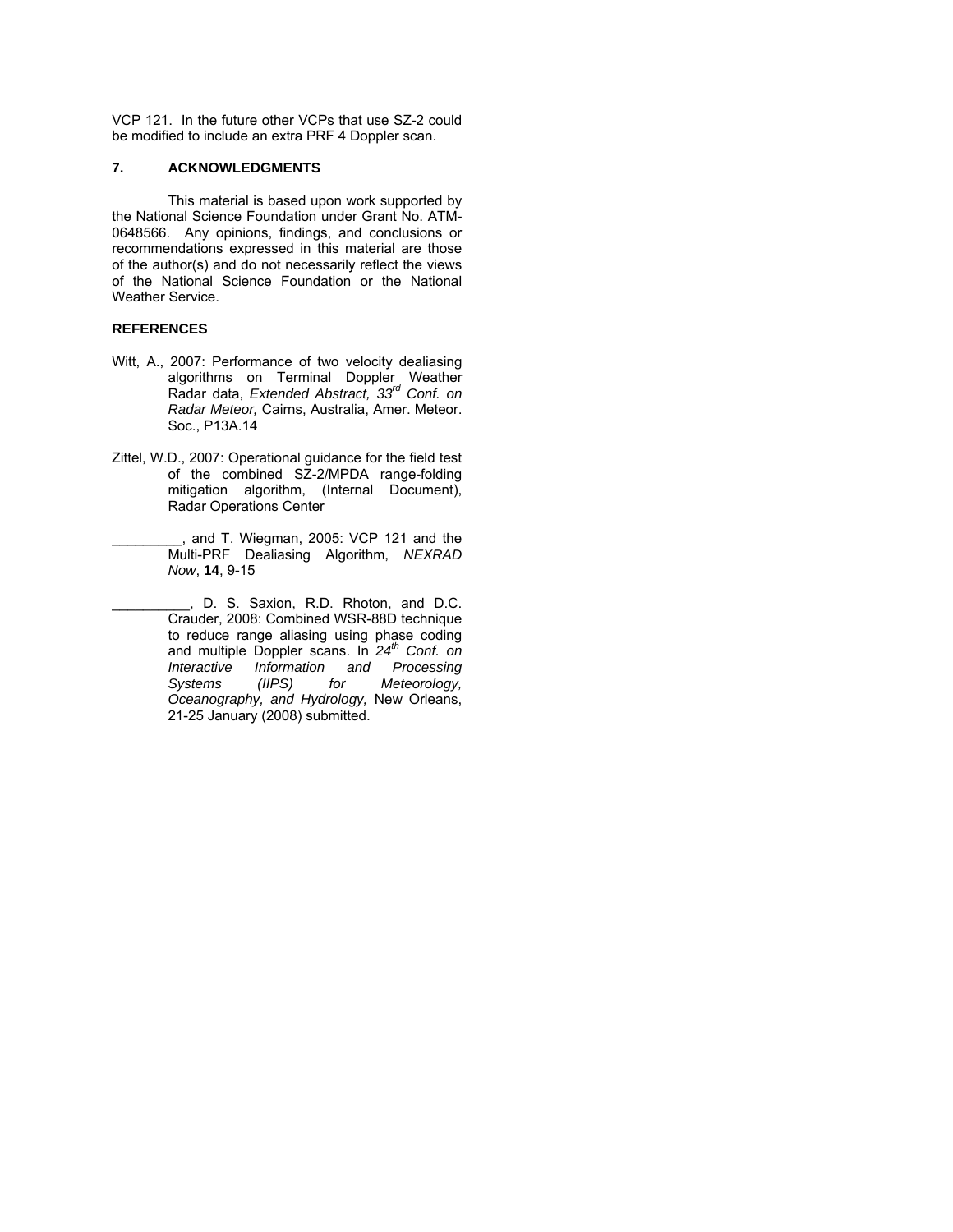VCP 121. In the future other VCPs that use SZ-2 could be modified to include an extra PRF 4 Doppler scan.

## 7. ACKNOWLEDGMENTS

This material is based upon work supported by the National Science Foundation under Grant No. ATM-0648566. Any opinions, findings, and conclusions or recommendations expressed in this material are those of the author(s) and do not necessarily reflect the views of the National Science Foundation or the National Weather Service.

## REFERENCES

Witt, A., 2007: Performance of two velocity dealiasing algorithms on Terminal Doppler Weather Radar data, *Extended Abstract, 33rd Conf. on Radar Meteor,* Cairns, Australia, Amer. Meteor. Soc., P13A.14

Zittel, W.D., 2007: Operational guidance for the field test of the combined SZ-2/MPDA range-folding mitigation algorithm, (Internal Document), Radar Operations Center

_________, and T. Wiegman, 2005: VCP 121 and the Multi-PRF Dealiasing Algorithm, *NEXRAD Now*, **14**, 9-15

__________, D. S. Saxion, R.D. Rhoton, and D.C. Crauder, 2008: Combined WSR-88D technique to reduce range aliasing using phase coding and multiple Doppler scans. In *24th Conf. on Interactive Information and Processing Systems (IIPS) for Meteorology, Oceanography, and Hydrology,* New Orleans, 21-25 January (2008) submitted.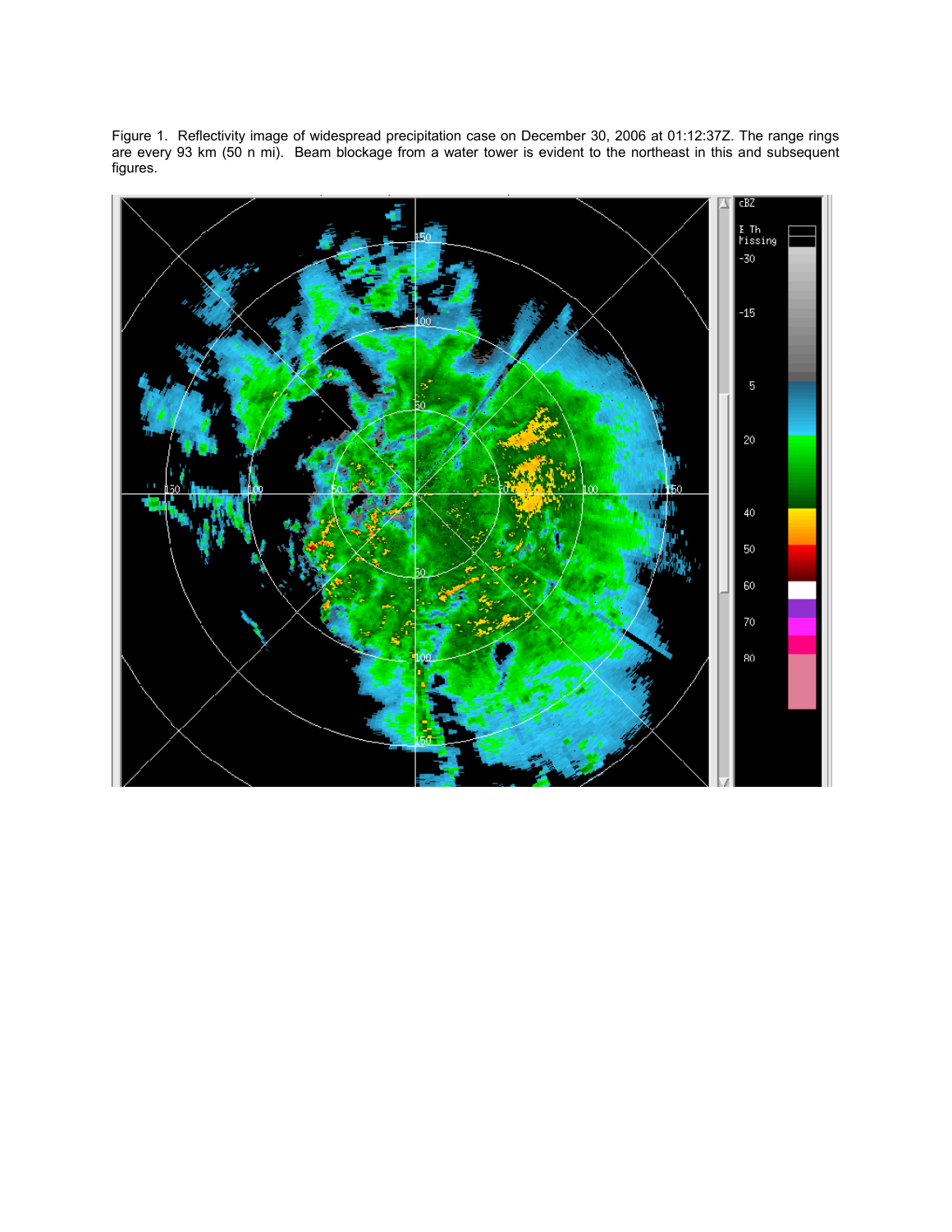Figure 1. Reflectivity image of widespread precipitation case on December 30, 2006 at 01:12:37Z. The range rings are every 93 km (50 n mi). Beam blockage from a water tower is evident to the northeast in this and subsequent figures.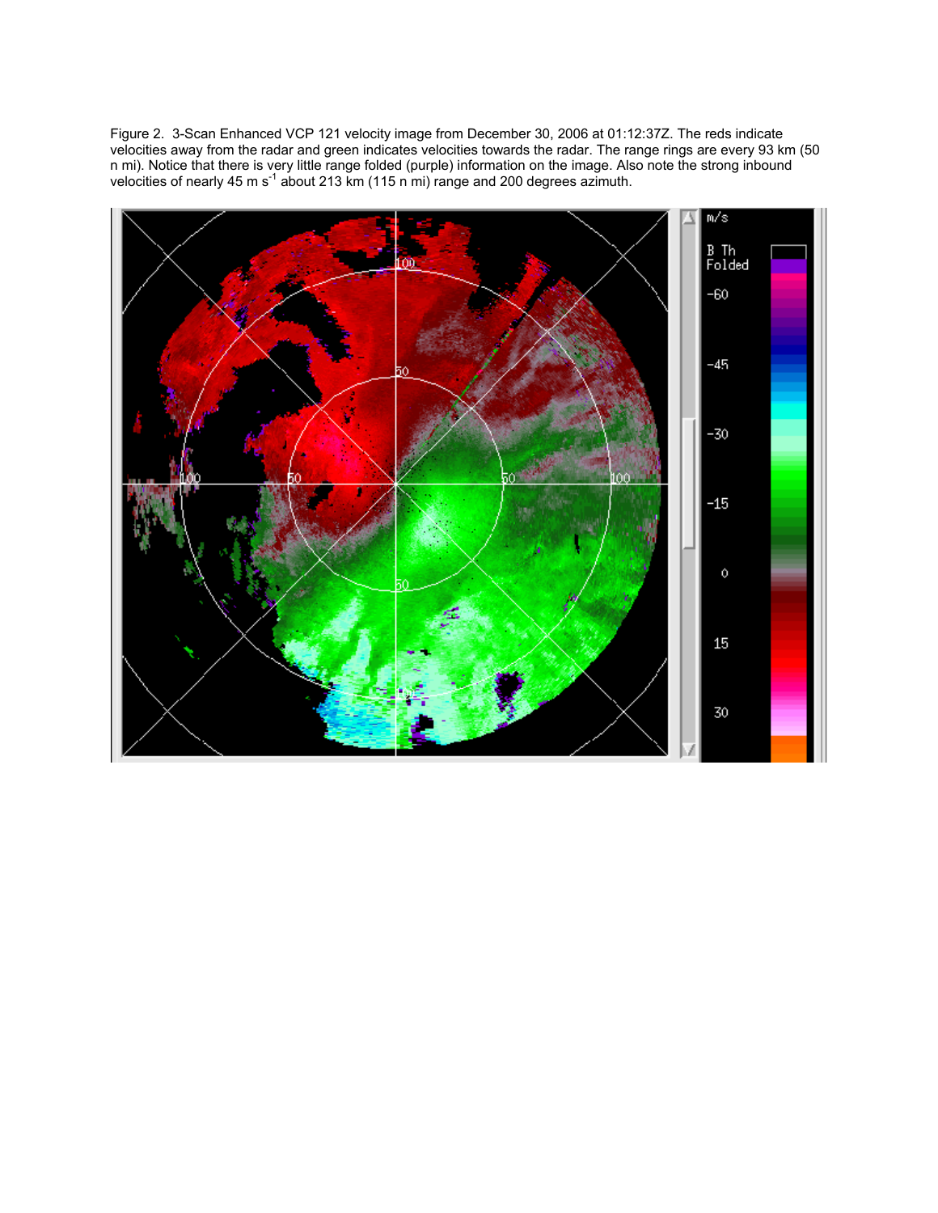Figure 2. 3-Scan Enhanced VCP 121 velocity image from December 30, 2006 at 01:12:37Z. The reds indicate velocities away from the radar and green indicates velocities towards the radar. The range rings are every 93 km (50 n mi). Notice that there is very little range folded (purple) information on the image. Also note the strong inbound velocities of nearly 45 m $s^{-1}$ about 213 km (115 n mi) range and 200 degrees azimuth.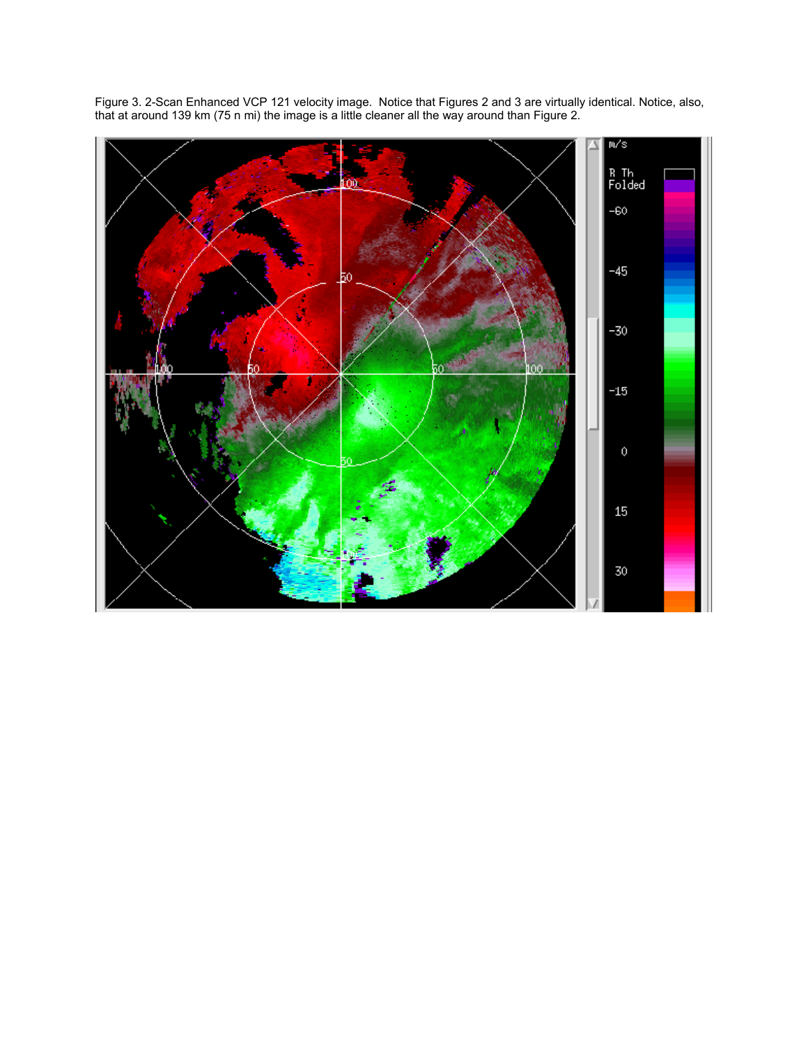Figure 3. 2-Scan Enhanced VCP 121 velocity image. Notice that Figures 2 and 3 are virtually identical. Notice, also, that at around 139 km (75 n mi) the image is a little cleaner all the way around than Figure 2.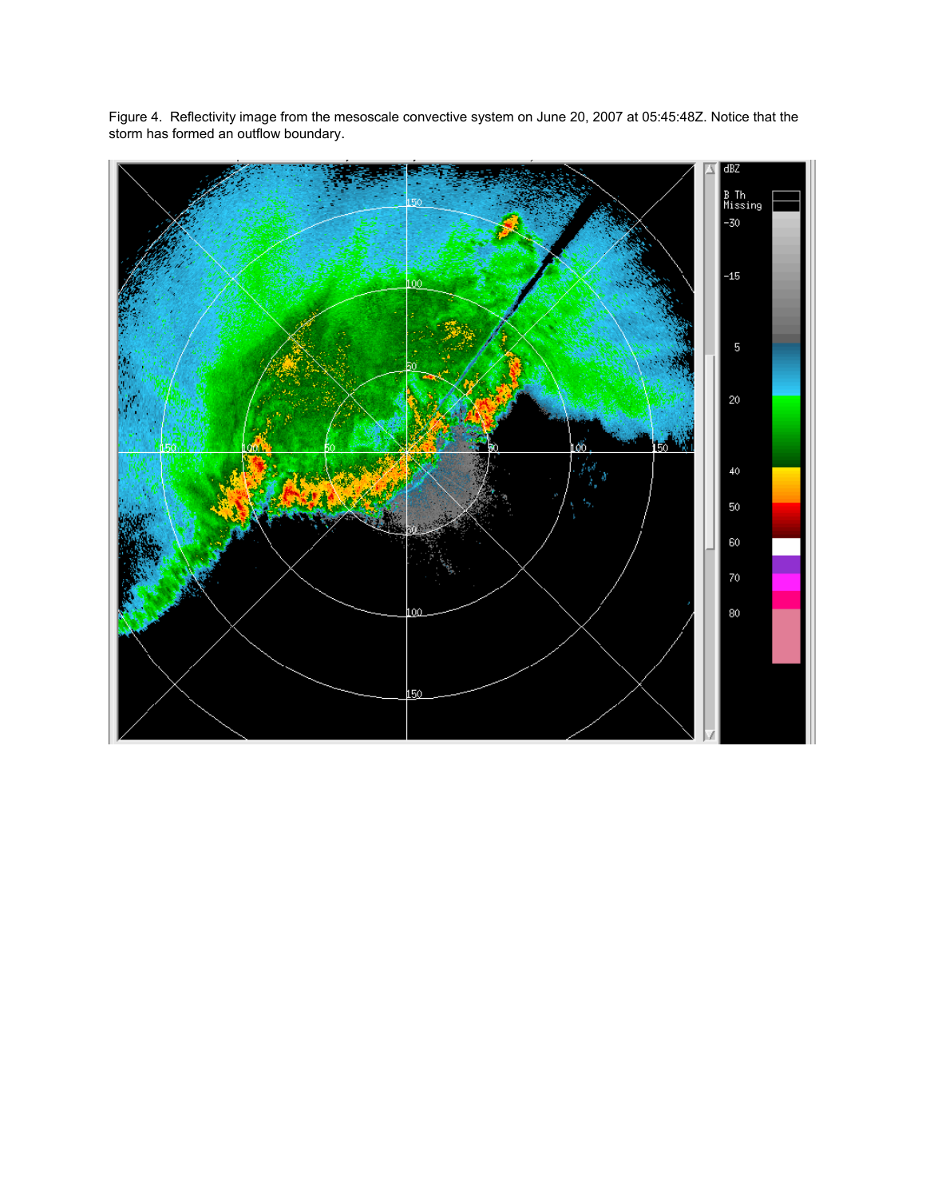Figure 4. Reflectivity image from the mesoscale convective system on June 20, 2007 at 05:45:48Z. Notice that the storm has formed an outflow boundary.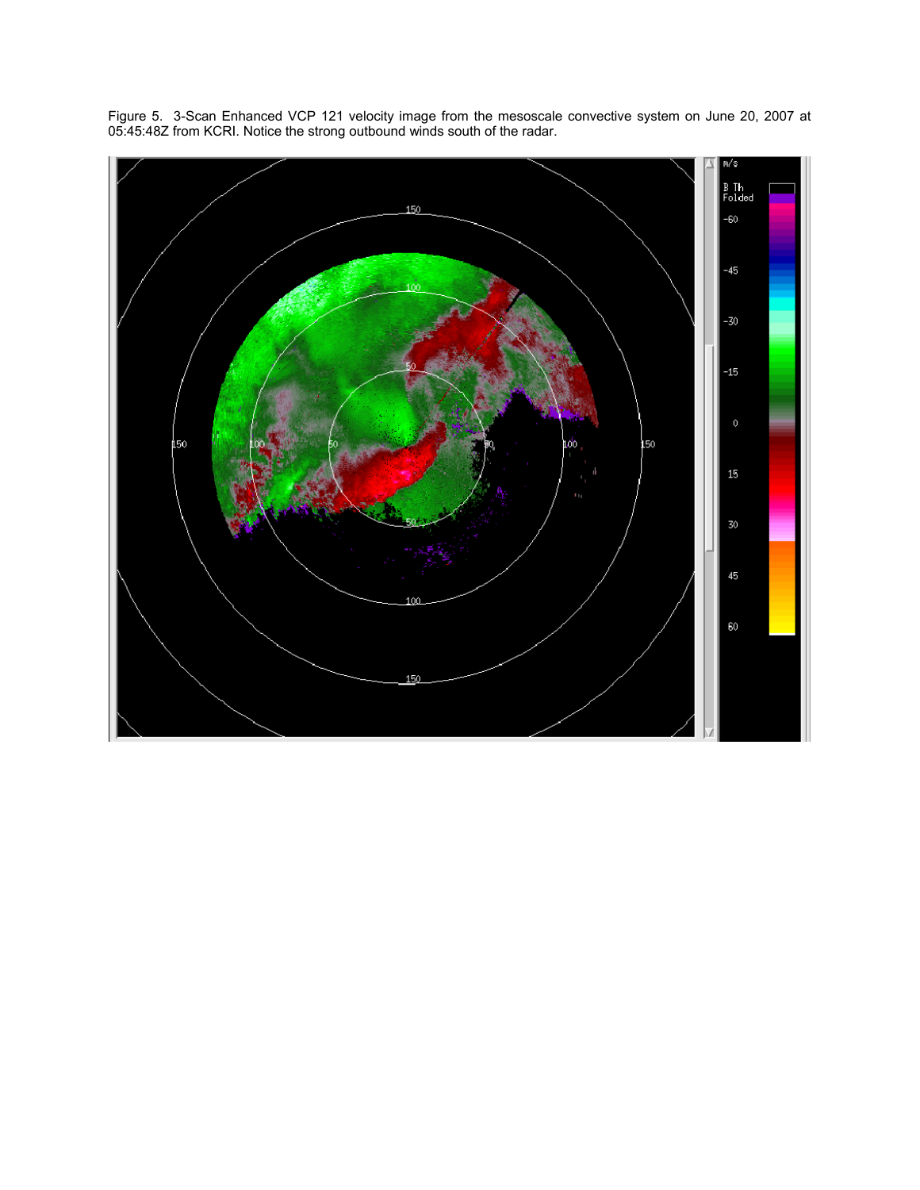Figure 5. 3-Scan Enhanced VCP 121 velocity image from the mesoscale convective system on June 20, 2007 at 05:45:48Z from KCRI. Notice the strong outbound winds south of the radar.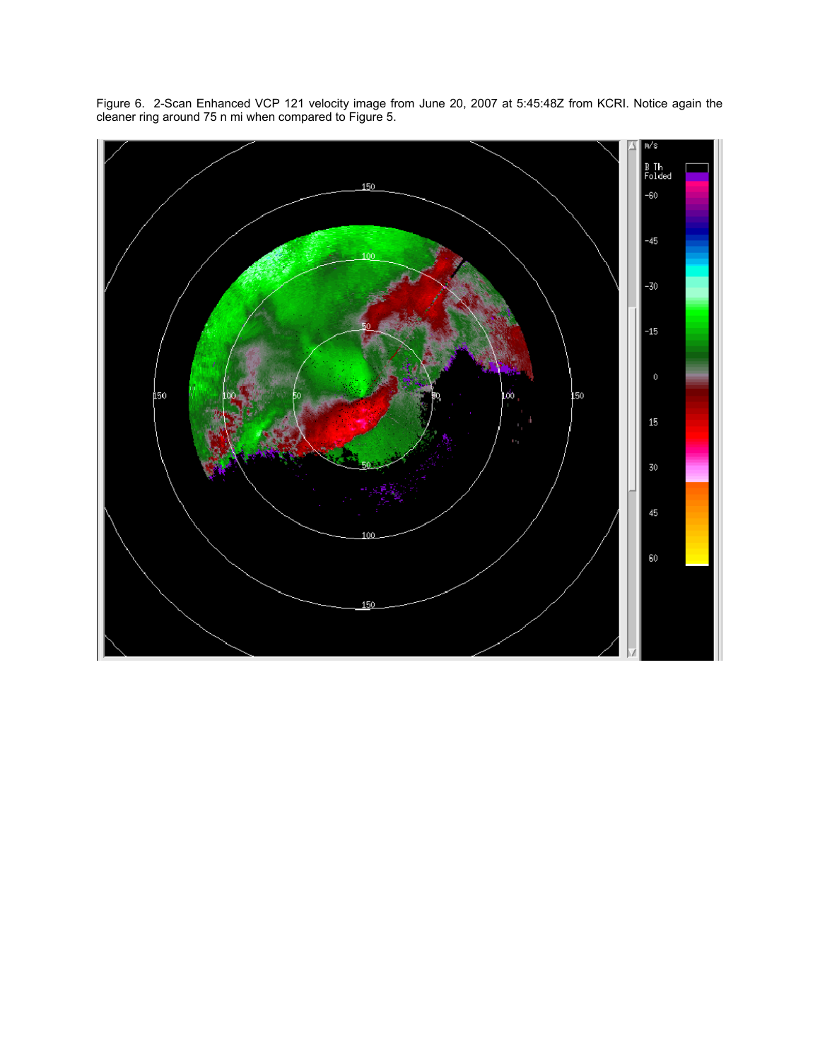Figure 6. 2-Scan Enhanced VCP 121 velocity image from June 20, 2007 at 5:45:48Z from KCRI. Notice again the cleaner ring around 75 n mi when compared to Figure 5.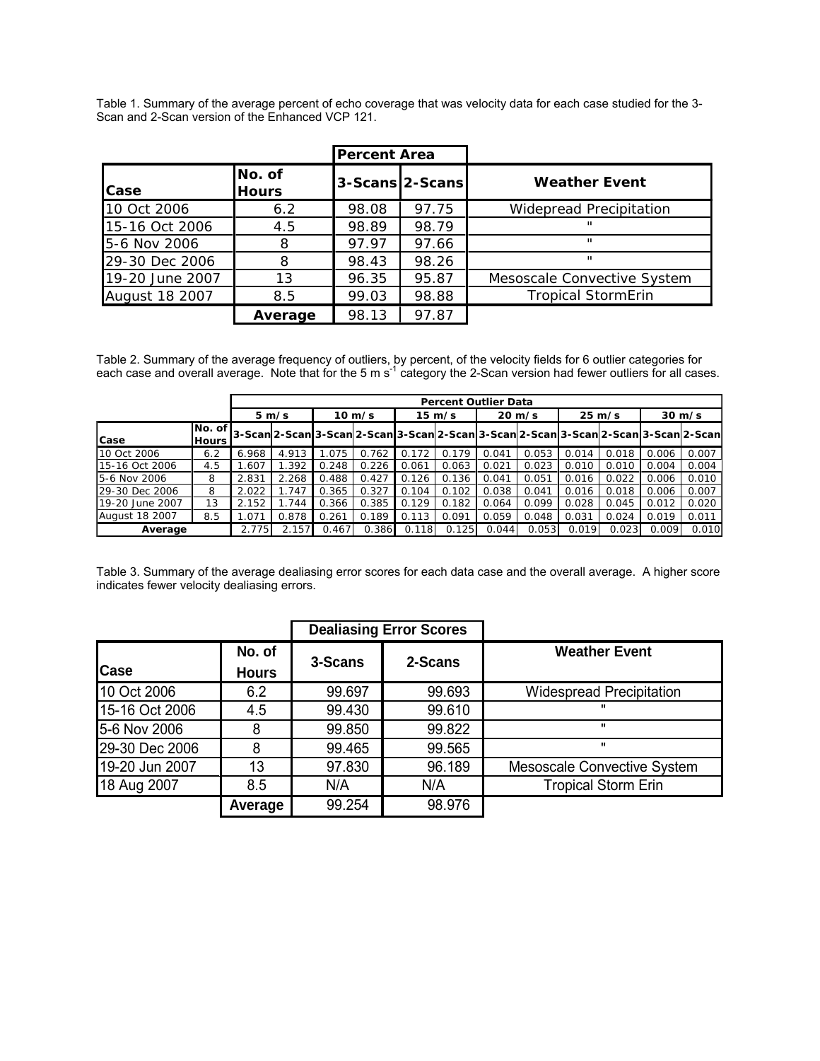Table 1. Summary of the average percent of echo coverage that was velocity data for each case studied for the 3-Scan and 2-Scan version of the Enhanced VCP 121.

| | | Percent Area | | |
|---|---|---|---|---|
| **Case** | **No. of Hours** | **3-Scans** | **2-Scans** | **Weather Event** |
| 10 Oct 2006 | 6.2 | 98.08 | 97.75 | Widepread Precipitation |
| 15-16 Oct 2006 | 4.5 | 98.89 | 98.79 | " |
| 5-6 Nov 2006 | 8 | 97.97 | 97.66 | " |
| 29-30 Dec 2006 | 8 | 98.43 | 98.26 | " |
| 19-20 June 2007 | 13 | 96.35 | 95.87 | Mesoscale Convective System |
| August 18 2007 | 8.5 | 99.03 | 98.88 | Tropical StormErin |
| | **Average** | 98.13 | 97.87 | |

Table 2. Summary of the average frequency of outliers, by percent, of the velocity fields for 6 outlier categories for each case and overall average. Note that for the 5 m s$^{-1}$ category the 2-Scan version had fewer outliers for all cases.

| | | Percent Outlier Data | | | | | | | | | | | |
|---|---|---|---|---|---|---|---|---|---|---|---|---|---|
| | | 5 m/s | | 10 m/s | | 15 m/s | | 20 m/s | | 25 m/s | | 30 m/s | |
| **Case** | **No. of Hours** | **3-Scan** | **2-Scan** | **3-Scan** | **2-Scan** | **3-Scan** | **2-Scan** | **3-Scan** | **2-Scan** | **3-Scan** | **2-Scan** | **3-Scan** | **2-Scan** |
| 10 Oct 2006 | 6.2 | 6.968 | 4.913 | 1.075 | 0.762 | 0.172 | 0.179 | 0.041 | 0.053 | 0.014 | 0.018 | 0.006 | 0.007 |
| 15-16 Oct 2006 | 4.5 | 1.607 | 1.392 | 0.248 | 0.226 | 0.061 | 0.063 | 0.021 | 0.023 | 0.010 | 0.010 | 0.004 | 0.004 |
| 5-6 Nov 2006 | 8 | 2.831 | 2.268 | 0.488 | 0.427 | 0.126 | 0.136 | 0.041 | 0.051 | 0.016 | 0.022 | 0.006 | 0.010 |
| 29-30 Dec 2006 | 8 | 2.022 | 1.747 | 0.365 | 0.327 | 0.104 | 0.102 | 0.038 | 0.041 | 0.016 | 0.018 | 0.006 | 0.007 |
| 19-20 June 2007 | 13 | 2.152 | 1.744 | 0.366 | 0.385 | 0.129 | 0.182 | 0.064 | 0.099 | 0.028 | 0.045 | 0.012 | 0.020 |
| August 18 2007 | 8.5 | 1.071 | 0.878 | 0.261 | 0.189 | 0.113 | 0.091 | 0.059 | 0.048 | 0.031 | 0.024 | 0.019 | 0.011 |
| **Average** | | 2.775 | 2.157 | 0.467 | 0.386 | 0.118 | 0.125 | 0.044 | 0.053 | 0.019 | 0.023 | 0.009 | 0.010 |

Table 3. Summary of the average dealiasing error scores for each data case and the overall average. A higher score indicates fewer velocity dealiasing errors.

| | | Dealiasing Error Scores | | |
|---|---|---|---|---|
| **Case** | **No. of Hours** | **3-Scans** | **2-Scans** | **Weather Event** |
| 10 Oct 2006 | 6.2 | 99.697 | 99.693 | Widespread Precipitation |
| 15-16 Oct 2006 | 4.5 | 99.430 | 99.610 | " |
| 5-6 Nov 2006 | 8 | 99.850 | 99.822 | " |
| 29-30 Dec 2006 | 8 | 99.465 | 99.565 | " |
| 19-20 Jun 2007 | 13 | 97.830 | 96.189 | Mesoscale Convective System |
| 18 Aug 2007 | 8.5 | N/A | N/A | Tropical Storm Erin |
| | **Average** | 99.254 | 98.976 | |